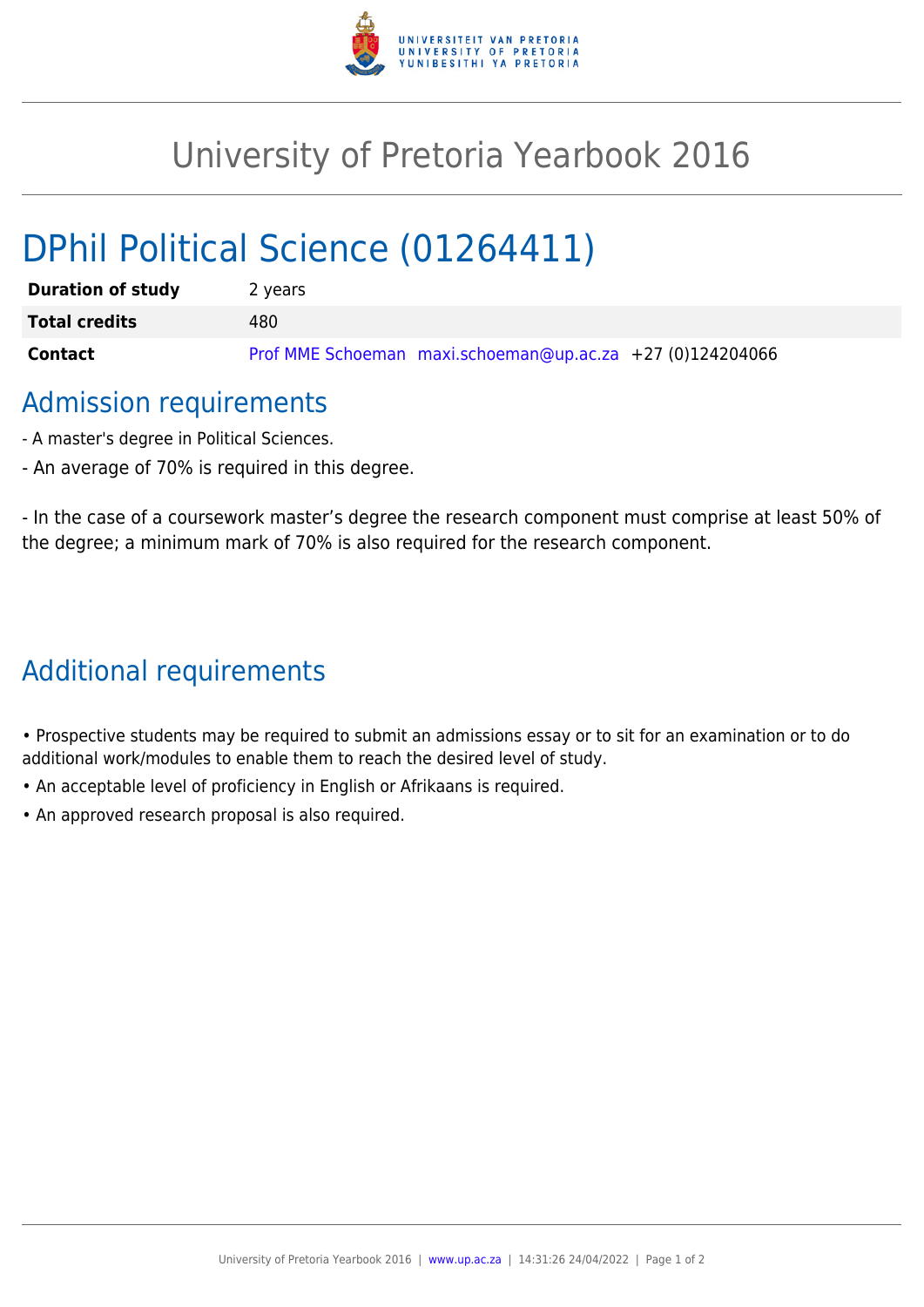# University of Pretoria Yearbook 2016

## DPhil Political Science (01264411)

| | |
|---|---|
| **Duration of study** | 2 years |
| **Total credits** | 480 |
| **Contact** | Prof MME Schoeman maxi.schoeman@up.ac.za +27 (0)124204066 |

## Admission requirements

- A master's degree in Political Sciences.
- An average of 70% is required in this degree.

- In the case of a coursework master's degree the research component must comprise at least 50% of the degree; a minimum mark of 70% is also required for the research component.

## Additional requirements

- Prospective students may be required to submit an admissions essay or to sit for an examination or to do additional work/modules to enable them to reach the desired level of study.
- An acceptable level of proficiency in English or Afrikaans is required.
- An approved research proposal is also required.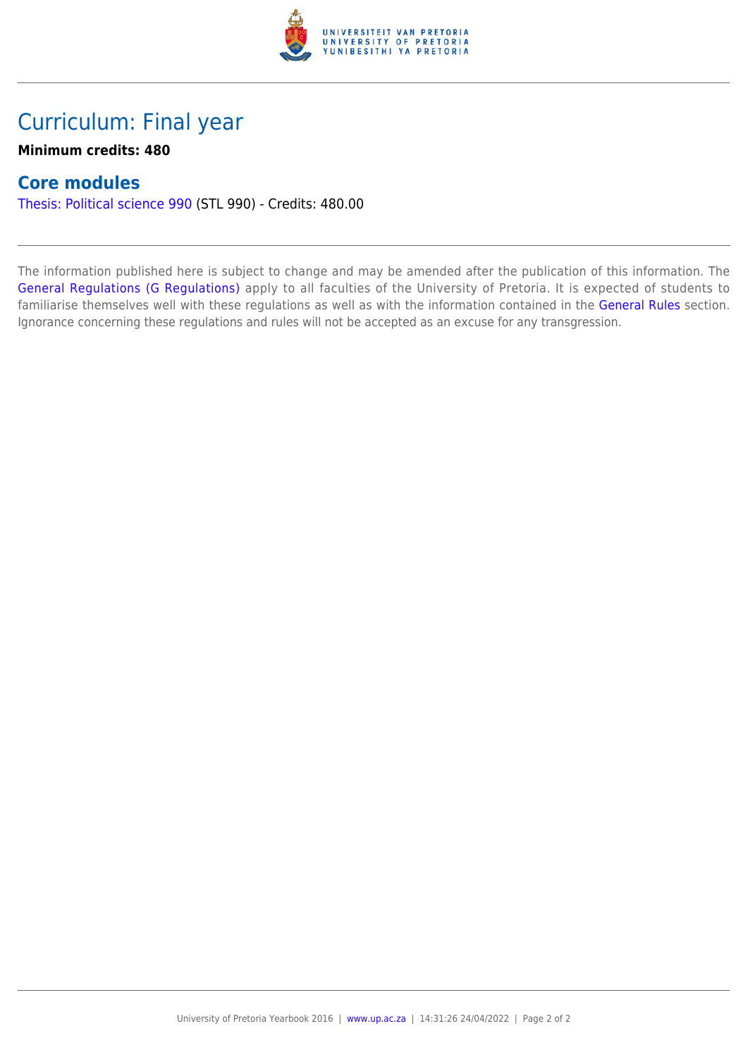## Curriculum: Final year

**Minimum credits: 480**

### Core modules

Thesis: Political science 990 (STL 990) - Credits: 480.00

The information published here is subject to change and may be amended after the publication of this information. The General Regulations (G Regulations) apply to all faculties of the University of Pretoria. It is expected of students to familiarise themselves well with these regulations as well as with the information contained in the General Rules section. Ignorance concerning these regulations and rules will not be accepted as an excuse for any transgression.